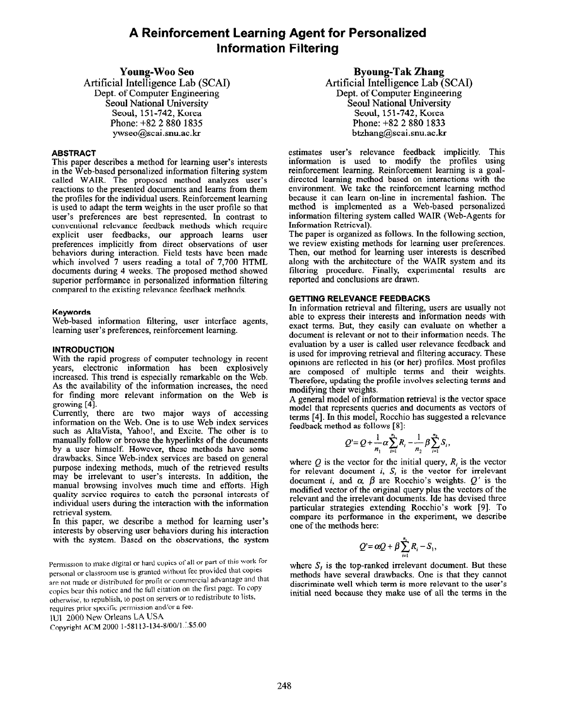# A Reinforcement Learning Agent for Personalized Information Filtering

**Young-Woo Seo**
Artificial Intelligence Lab (SCAI)
Dept. of Computer Engineering
Seoul National University
Seoul, 151-742, Korea
Phone: +82 2 880 1835
ywseo@scai.snu.ac.kr

**Byoung-Tak Zhang**
Artificial Intelligence Lab (SCAI)
Dept. of Computer Engineering
Seoul National University
Seoul, 151-742, Korea
Phone: +82 2 880 1833
btzhang@scai.snu.ac.kr

### ABSTRACT

This paper describes a method for learning user's interests in the Web-based personalized information filtering system called WAIR. The proposed method analyzes user's reactions to the presented documents and learns from them the profiles for the individual users. Reinforcement learning is used to adapt the term weights in the user profile so that user's preferences are best represented. In contrast to conventional relevance feedback methods which require explicit user feedbacks, our approach learns user preferences implicitly from direct observations of user behaviors during interaction. Field tests have been made which involved 7 users reading a total of 7,700 HTML documents during 4 weeks. The proposed method showed superior performance in personalized information filtering compared to the existing relevance feedback methods.

#### Keywords

Web-based information filtering, user interface agents, learning user's preferences, reinforcement learning.

### INTRODUCTION

With the rapid progress of computer technology in recent years, electronic information has been explosively increased. This trend is especially remarkable on the Web. As the availability of the information increases, the need for finding more relevant information on the Web is growing [4].

Currently, there are two major ways of accessing information on the Web. One is to use Web index services such as AltaVista, Yahoo!, and Excite. The other is to manually follow or browse the hyperlinks of the documents by a user himself. However, these methods have some drawbacks. Since Web-index services are based on general purpose indexing methods, much of the retrieved results may be irrelevant to user's interests. In addition, the manual browsing involves much time and efforts. High quality service requires to catch the personal interests of individual users during the interaction with the information retrieval system.

In this paper, we describe a method for learning user's interests by observing user behaviors during his interaction with the system. Based on the observations, the system estimates user's relevance feedback implicitly. This information is used to modify the profiles using reinforcement learning. Reinforcement learning is a goal-directed learning method based on interactions with the environment. We take the reinforcement learning method because it can learn on-line in incremental fashion. The method is implemented as a Web-based personalized information filtering system called WAIR (Web-Agents for Information Retrieval).

The paper is organized as follows. In the following section, we review existing methods for learning user preferences. Then, our method for learning user interests is described along with the architecture of the WAIR system and its filtering procedure. Finally, experimental results are reported and conclusions are drawn.

### GETTING RELEVANCE FEEDBACKS

In information retrieval and filtering, users are usually not able to express their interests and information needs with exact terms. But, they easily can evaluate on whether a document is relevant or not to their information needs. The evaluation by a user is called user relevance feedback and is used for improving retrieval and filtering accuracy. These opinions are reflected in his (or her) profiles. Most profiles are composed of multiple terms and their weights. Therefore, updating the profile involves selecting terms and modifying their weights.

A general model of information retrieval is the vector space model that represents queries and documents as vectors of terms [4]. In this model, Rocchio has suggested a relevance feedback method as follows [8]:

$$Q' = Q + \frac{1}{n_1}\alpha\sum_{i=1}^{n_1} R_i - \frac{1}{n_2}\beta\sum_{i=1}^{n_2} S_i,$$

where $Q$ is the vector for the initial query, $R_i$ is the vector for relevant document $i$, $S_i$ is the vector for irrelevant document $i$, and $\alpha$, $\beta$ are Rocchio's weights. $Q'$ is the modified vector of the original query plus the vectors of the relevant and the irrelevant documents. Ide has devised three particular strategies extending Rocchio's work [9]. To compare its performance in the experiment, we describe one of the methods here:

$$Q' = \alpha Q + \beta\sum_{i=1}^{n_1} R_i - S_1,$$

where $S_1$ is the top-ranked irrelevant document. But these methods have several drawbacks. One is that they cannot discriminate well which term is more relevant to the user's initial need because they make use of all the terms in the

Permission to make digital or hard copies of all or part of this work for personal or classroom use is granted without fee provided that copies are not made or distributed for profit or commercial advantage and that copies bear this notice and the full citation on the first page. To copy otherwise, to republish, to post on servers or to redistribute to lists, requires prior specific permission and/or a fee.
IUI 2000 New Orleans LA USA
Copyright ACM 2000 1-58113-134-8/00/1...$5.00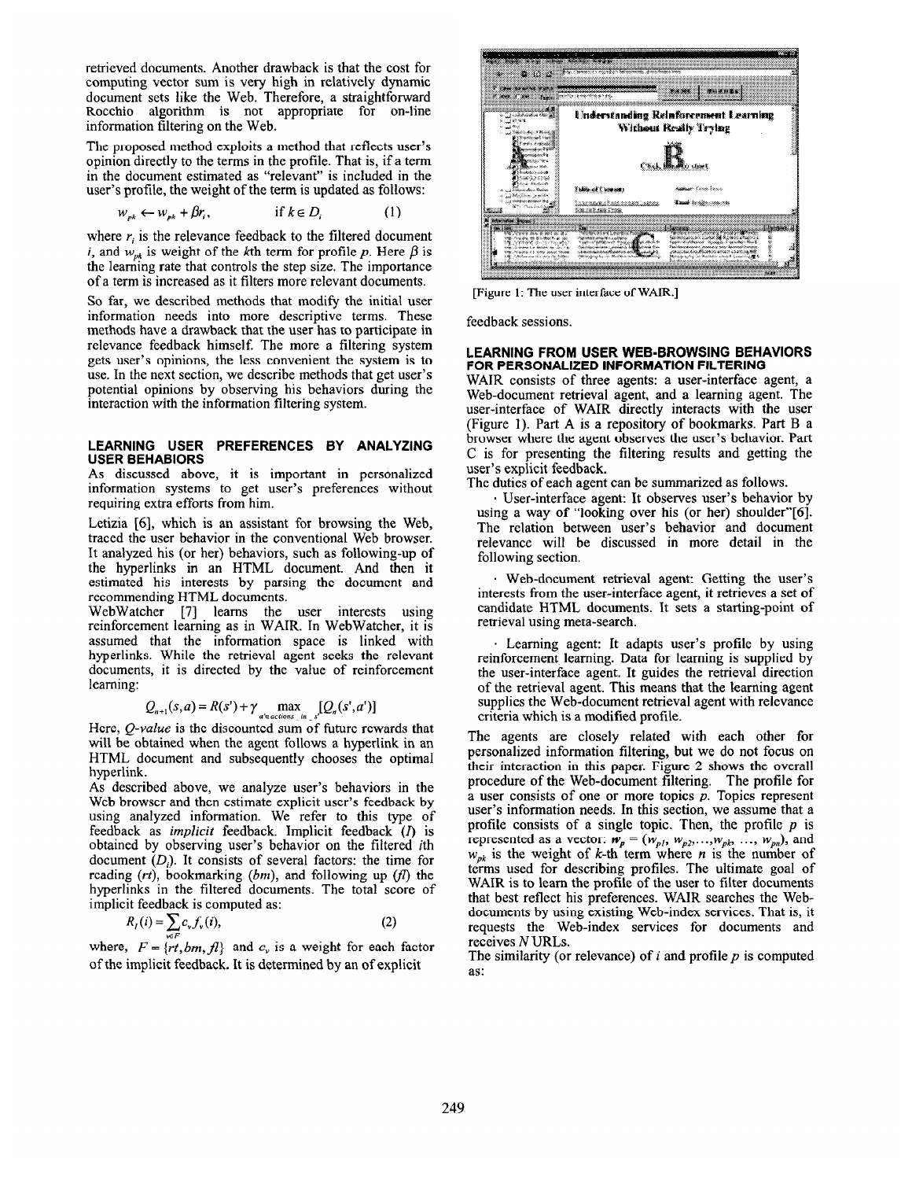retrieved documents. Another drawback is that the cost for computing vector sum is very high in relatively dynamic document sets like the Web. Therefore, a straightforward Rocchio algorithm is not appropriate for on-line information filtering on the Web.

The proposed method exploits a method that reflects user's opinion directly to the terms in the profile. That is, if a term in the document estimated as "relevant" is included in the user's profile, the weight of the term is updated as follows:

$$w_{pk} \leftarrow w_{pk} + \beta r_i, \qquad \text{if } k \in D_i \qquad (1)$$

where $r_i$ is the relevance feedback to the filtered document $i$, and $w_{pk}$ is weight of the $k$th term for profile $p$. Here $\beta$ is the learning rate that controls the step size. The importance of a term is increased as it filters more relevant documents.

So far, we described methods that modify the initial user information needs into more descriptive terms. These methods have a drawback that the user has to participate in relevance feedback himself. The more a filtering system gets user's opinions, the less convenient the system is to use. In the next section, we describe methods that get user's potential opinions by observing his behaviors during the interaction with the information filtering system.

## LEARNING USER PREFERENCES BY ANALYZING USER BEHABIORS

As discussed above, it is important in personalized information systems to get user's preferences without requiring extra efforts from him.

Letizia [6], which is an assistant for browsing the Web, traced the user behavior in the conventional Web browser. It analyzed his (or her) behaviors, such as following-up of the hyperlinks in an HTML document. And then it estimated his interests by parsing the document and recommending HTML documents.

WebWatcher [7] learns the user interests using reinforcement learning as in WAIR. In WebWatcher, it is assumed that the information space is linked with hyperlinks. While the retrieval agent seeks the relevant documents, it is directed by the value of reinforcement learning:

$$Q_{n+1}(s,a) = R(s') + \gamma \max_{a' \in actions\_in\_s'} [Q_n(s',a')]$$

Here, *Q-value* is the discounted sum of future rewards that will be obtained when the agent follows a hyperlink in an HTML document and subsequently chooses the optimal hyperlink.

As described above, we analyze user's behaviors in the Web browser and then estimate explicit user's feedback by using analyzed information. We refer to this type of feedback as *implicit* feedback. Implicit feedback ($I$) is obtained by observing user's behavior on the filtered $i$th document ($D_i$). It consists of several factors: the time for reading ($rt$), bookmarking ($bm$), and following up ($fl$) the hyperlinks in the filtered documents. The total score of implicit feedback is computed as:

$$R_I(i) = \sum_{v \in F} c_v f_v(i), \qquad (2)$$

where, $F = \{rt, bm, fl\}$ and $c_v$ is a weight for each factor of the implicit feedback. It is determined by an of explicit feedback sessions.

[Figure 1: The user interface of WAIR.]

## LEARNING FROM USER WEB-BROWSING BEHAVIORS FOR PERSONALIZED INFORMATION FILTERING

WAIR consists of three agents: a user-interface agent, a Web-document retrieval agent, and a learning agent. The user-interface of WAIR directly interacts with the user (Figure 1). Part A is a repository of bookmarks. Part B a browser where the agent observes the user's behavior. Part C is for presenting the filtering results and getting the user's explicit feedback.

The duties of each agent can be summarized as follows.

- User-interface agent: It observes user's behavior by using a way of "looking over his (or her) shoulder"[6]. The relation between user's behavior and document relevance will be discussed in more detail in the following section.
- Web-document retrieval agent: Getting the user's interests from the user-interface agent, it retrieves a set of candidate HTML documents. It sets a starting-point of retrieval using meta-search.
- Learning agent: It adapts user's profile by using reinforcement learning. Data for learning is supplied by the user-interface agent. It guides the retrieval direction of the retrieval agent. This means that the learning agent supplies the Web-document retrieval agent with relevance criteria which is a modified profile.

The agents are closely related with each other for personalized information filtering, but we do not focus on their interaction in this paper. Figure 2 shows the overall procedure of the Web-document filtering. The profile for a user consists of one or more topics $p$. Topics represent user's information needs. In this section, we assume that a profile consists of a single topic. Then, the profile $p$ is represented as a vector: $\mathbf{w}_p = (w_{p1}, w_{p2}, \ldots, w_{pk}, \ldots, w_{pn})$, and $w_{pk}$ is the weight of $k$-th term where $n$ is the number of terms used for describing profiles. The ultimate goal of WAIR is to learn the profile of the user to filter documents that best reflect his preferences. WAIR searches the Web-documents by using existing Web-index services. That is, it requests the Web-index services for documents and receives $N$ URLs.

The similarity (or relevance) of $i$ and profile $p$ is computed as: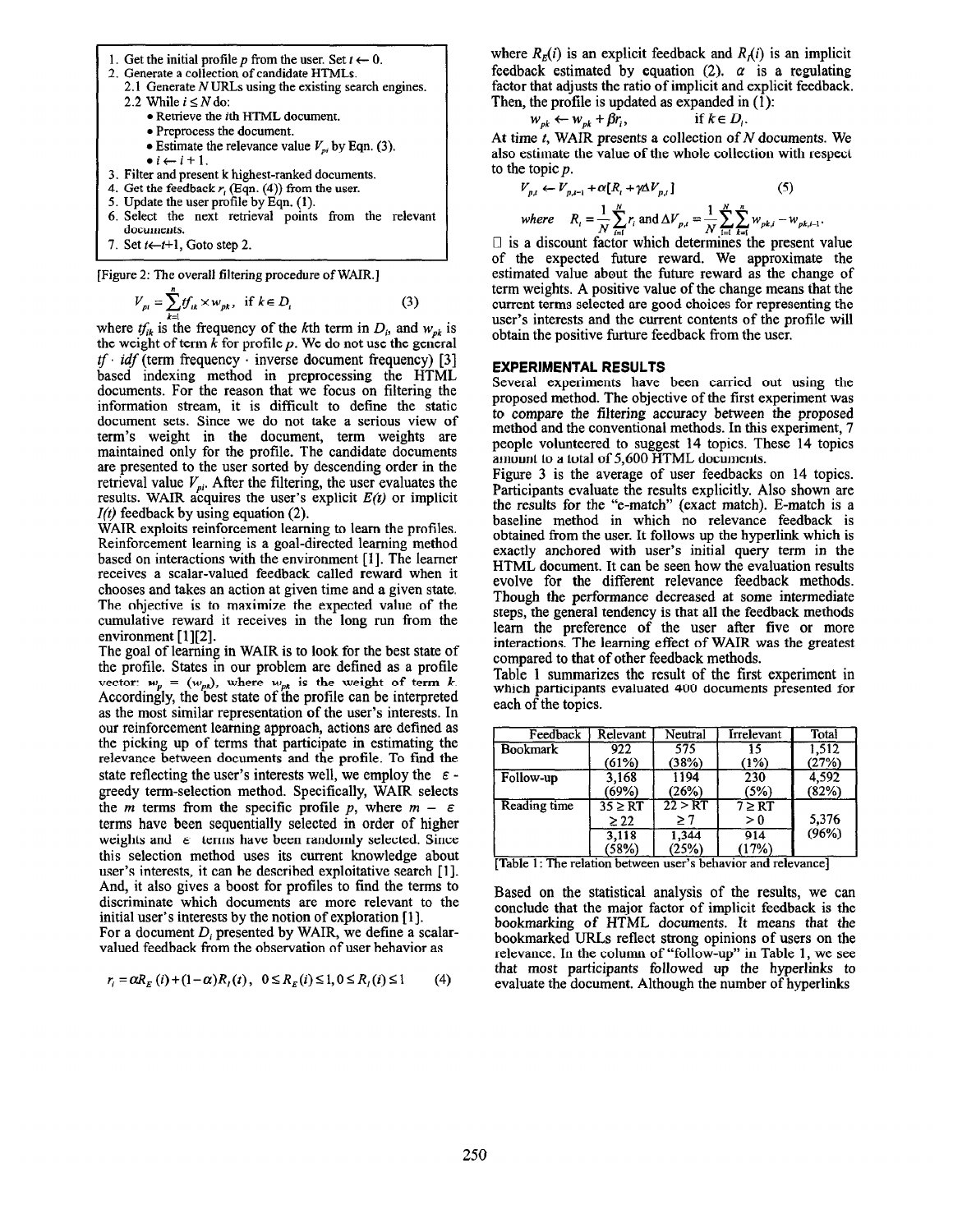1. Get the initial profile $p$ from the user. Set $t \leftarrow 0$.
2. Generate a collection of candidate HTMLs.
   2.1 Generate $N$ URLs using the existing search engines.
   2.2 While $i \leq N$ do:
   - Retrieve the $i$th HTML document.
   - Preprocess the document.
   - Estimate the relevance value $V_{pi}$ by Eqn. (3).
   - $i \leftarrow i + 1$.
3. Filter and present k highest-ranked documents.
4. Get the feedback $r_i$ (Eqn. (4)) from the user.
5. Update the user profile by Eqn. (1).
6. Select the next retrieval points from the relevant documents.
7. Set $t \leftarrow t+1$, Goto step 2.

[Figure 2: The overall filtering procedure of WAIR.]

$$V_{pi} = \sum_{k=1}^{n} tf_{ik} \times w_{pk}, \quad \text{if } k \in D_i \tag{3}$$

where $tf_{ik}$ is the frequency of the $k$th term in $D_i$, and $w_{pk}$ is the weight of term $k$ for profile $p$. We do not use the general $tf \cdot idf$ (term frequency · inverse document frequency) [3] based indexing method in preprocessing the HTML documents. For the reason that we focus on filtering the information stream, it is difficult to define the static document sets. Since we do not take a serious view of term's weight in the document, term weights are maintained only for the profile. The candidate documents are presented to the user sorted by descending order in the retrieval value $V_{pi}$. After the filtering, the user evaluates the results. WAIR acquires the user's explicit $E(t)$ or implicit $I(t)$ feedback by using equation (2).

WAIR exploits reinforcement learning to learn the profiles. Reinforcement learning is a goal-directed learning method based on interactions with the environment [1]. The learner receives a scalar-valued feedback called reward when it chooses and takes an action at given time and a given state. The objective is to maximize the expected value of the cumulative reward it receives in the long run from the environment [1][2].

The goal of learning in WAIR is to look for the best state of the profile. States in our problem are defined as a profile vector: $w_p = (w_{pk})$, where $w_{pk}$ is the weight of term $k$. Accordingly, the best state of the profile can be interpreted as the most similar representation of the user's interests. In our reinforcement learning approach, actions are defined as the picking up of terms that participate in estimating the relevance between documents and the profile. To find the state reflecting the user's interests well, we employ the $\varepsilon$-greedy term-selection method. Specifically, WAIR selects the $m$ terms from the specific profile $p$, where $m - \varepsilon$ terms have been sequentially selected in order of higher weights and $\varepsilon$ terms have been randomly selected. Since this selection method uses its current knowledge about user's interests, it can be described exploitative search [1]. And, it also gives a boost for profiles to find the terms to discriminate which documents are more relevant to the initial user's interests by the notion of exploration [1].

For a document $D_i$ presented by WAIR, we define a scalar-valued feedback from the observation of user behavior as

$$r_i = \alpha R_E(i) + (1-\alpha) R_I(i), \quad 0 \leq R_E(i) \leq 1, 0 \leq R_I(i) \leq 1 \tag{4}$$

where $R_E(i)$ is an explicit feedback and $R_I(i)$ is an implicit feedback estimated by equation (2). $\alpha$ is a regulating factor that adjusts the ratio of implicit and explicit feedback. Then, the profile is updated as expanded in (1):

$$w_{pk} \leftarrow w_{pk} + \beta r_i, \quad \text{if } k \in D_i.$$

At time $t$, WAIR presents a collection of $N$ documents. We also estimate the value of the whole collection with respect to the topic $p$.

$$V_{p,t} \leftarrow V_{p,t-1} + \alpha[R_t + \gamma \Delta V_{p,t}] \tag{5}$$

$$\text{where} \quad R_t = \frac{1}{N}\sum_{i=1}^{N} r_i \text{ and } \Delta V_{p,t} = \frac{1}{N}\sum_{i=1}^{N}\sum_{k=1}^{n} w_{pk,t} - w_{pk,t-1}.$$

$\gamma$ is a discount factor which determines the present value of the expected future reward. We approximate the estimated value about the future reward as the change of term weights. A positive value of the change means that the current terms selected are good choices for representing the user's interests and the current contents of the profile will obtain the positive furture feedback from the user.

## EXPERIMENTAL RESULTS

Several experiments have been carried out using the proposed method. The objective of the first experiment was to compare the filtering accuracy between the proposed method and the conventional methods. In this experiment, 7 people volunteered to suggest 14 topics. These 14 topics amount to a total of 5,600 HTML documents.

Figure 3 is the average of user feedbacks on 14 topics. Participants evaluate the results explicitly. Also shown are the results for the "e-match" (exact match). E-match is a baseline method in which no relevance feedback is obtained from the user. It follows up the hyperlink which is exactly anchored with user's initial query term in the HTML document. It can be seen how the evaluation results evolve for the different relevance feedback methods. Though the performance decreased at some intermediate steps, the general tendency is that all the feedback methods learn the preference of the user after five or more interactions. The learning effect of WAIR was the greatest compared to that of other feedback methods.

Table 1 summarizes the result of the first experiment in which participants evaluated 400 documents presented for each of the topics.

| Feedback | Relevant | Neutral | Irrelevant | Total |
|---|---|---|---|---|
| Bookmark | 922 (61%) | 575 (38%) | 15 (1%) | 1,512 (27%) |
| Follow-up | 3,168 (69%) | 1194 (26%) | 230 (5%) | 4,592 (82%) |
| Reading time | $35 \geq$ RT $\geq 22$ | $22 >$ RT $\geq 7$ | $7 \geq$ RT $> 0$ | 5,376 (96%) |
| | 3,118 (58%) | 1,344 (25%) | 914 (17%) | |

[Table 1: The relation between user's behavior and relevance]

Based on the statistical analysis of the results, we can conclude that the major factor of implicit feedback is the bookmarking of HTML documents. It means that the bookmarked URLs reflect strong opinions of users on the relevance. In the column of "follow-up" in Table 1, we see that most participants followed up the hyperlinks to evaluate the document. Although the number of hyperlinks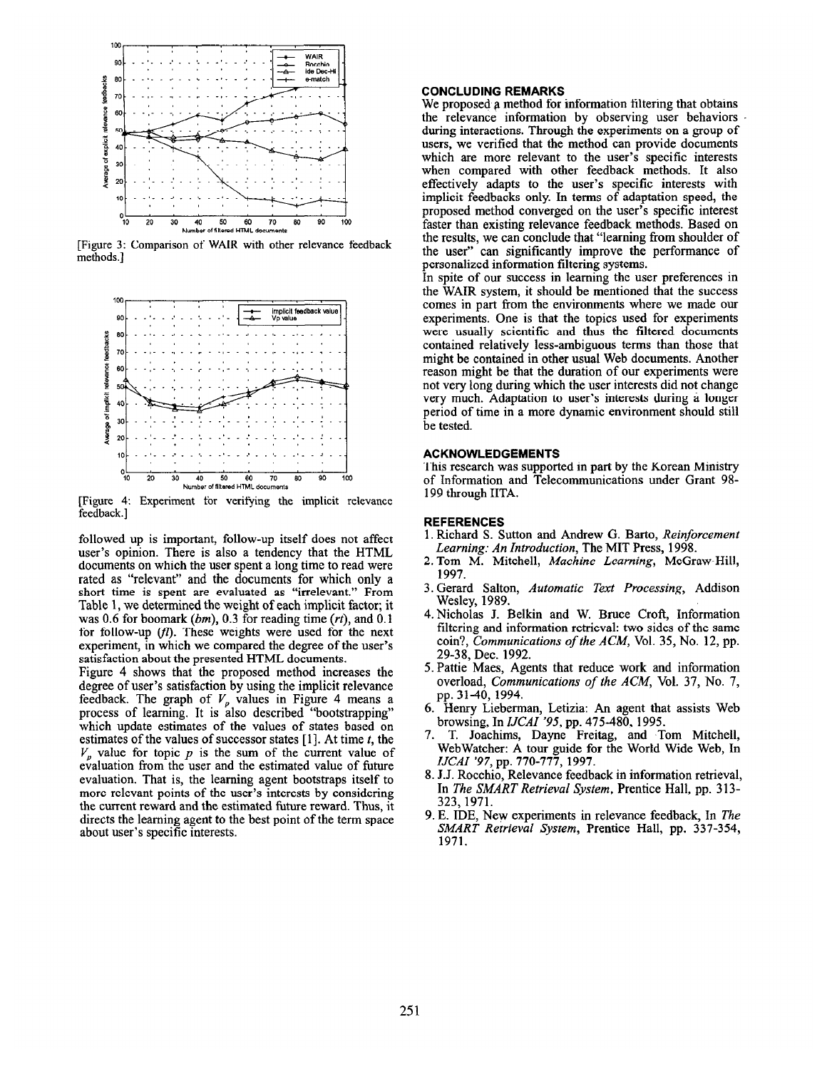100

90

80

70

60

50

40

30

20

10

0

10 20 30 40 50 60 70 80 90 100

Number of filtered HTML documents

Average of explicit relevance feedbacks

WAIR

Rocchio

Ide Dec-Hi

e-match

[Figure 3: Comparison of WAIR with other relevance feedback methods.]

100

90

80

70

60

50

40

30

20

10

0

10 20 30 40 50 60 70 80 90 100

Number of filtered HTML documents

Average of implicit relevance feedbacks

implicit feedback value

Vp value

[Figure 4: Experiment for verifying the implicit relevance feedback.]

followed up is important, follow-up itself does not affect user's opinion. There is also a tendency that the HTML documents on which the user spent a long time to read were rated as "relevant" and the documents for which only a short time is spent are evaluated as "irrelevant." From Table 1, we determined the weight of each implicit factor; it was 0.6 for boomark (*bm*), 0.3 for reading time (*rt*), and 0.1 for follow-up (*fl*). These weights were used for the next experiment, in which we compared the degree of the user's satisfaction about the presented HTML documents.

Figure 4 shows that the proposed method increases the degree of user's satisfaction by using the implicit relevance feedback. The graph of $V_p$ values in Figure 4 means a process of learning. It is also described "bootstrapping" which update estimates of the values of states based on estimates of the values of successor states [1]. At time *t*, the $V_p$ value for topic *p* is the sum of the current value of evaluation from the user and the estimated value of future evaluation. That is, the learning agent bootstraps itself to more relevant points of the user's interests by considering the current reward and the estimated future reward. Thus, it directs the learning agent to the best point of the term space about user's specific interests.

## CONCLUDING REMARKS

We proposed a method for information filtering that obtains the relevance information by observing user behaviors during interactions. Through the experiments on a group of users, we verified that the method can provide documents which are more relevant to the user's specific interests when compared with other feedback methods. It also effectively adapts to the user's specific interests with implicit feedbacks only. In terms of adaptation speed, the proposed method converged on the user's specific interest faster than existing relevance feedback methods. Based on the results, we can conclude that "learning from shoulder of the user" can significantly improve the performance of personalized information filtering systems.

In spite of our success in learning the user preferences in the WAIR system, it should be mentioned that the success comes in part from the environments where we made our experiments. One is that the topics used for experiments were usually scientific and thus the filtered documents contained relatively less-ambiguous terms than those that might be contained in other usual Web documents. Another reason might be that the duration of our experiments were not very long during which the user interests did not change very much. Adaptation to user's interests during a longer period of time in a more dynamic environment should still be tested.

## ACKNOWLEDGEMENTS

This research was supported in part by the Korean Ministry of Information and Telecommunications under Grant 98-199 through IITA.

## REFERENCES

1. Richard S. Sutton and Andrew G. Barto, *Reinforcement Learning: An Introduction*, The MIT Press, 1998.
2. Tom M. Mitchell, *Machine Learning*, McGraw-Hill, 1997.
3. Gerard Salton, *Automatic Text Processing*, Addison Wesley, 1989.
4. Nicholas J. Belkin and W. Bruce Croft, Information filtering and information retrieval: two sides of the same coin?, *Communications of the ACM*, Vol. 35, No. 12, pp. 29-38, Dec. 1992.
5. Pattie Maes, Agents that reduce work and information overload, *Communications of the ACM*, Vol. 37, No. 7, pp. 31-40, 1994.
6. Henry Lieberman, Letizia: An agent that assists Web browsing, In *IJCAI '95*, pp. 475-480, 1995.
7. T. Joachims, Dayne Freitag, and Tom Mitchell, WebWatcher: A tour guide for the World Wide Web, In *IJCAI '97*, pp. 770-777, 1997.
8. J.J. Rocchio, Relevance feedback in information retrieval, In *The SMART Retrieval System*, Prentice Hall, pp. 313-323, 1971.
9. E. IDE, New experiments in relevance feedback, In *The SMART Retrieval System*, Prentice Hall, pp. 337-354, 1971.